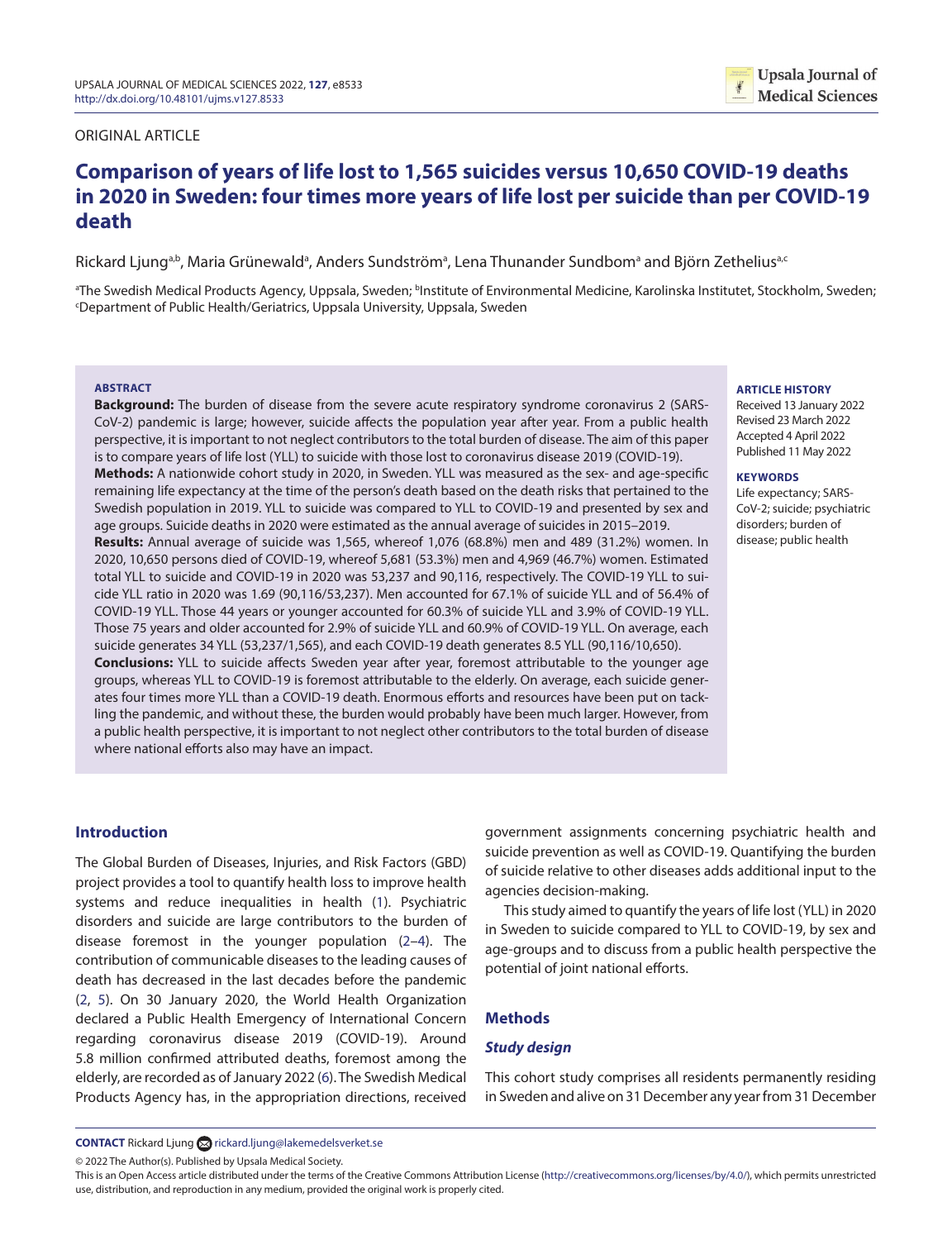ORIGINAL ARTICLE

# Comparison of years of life lost to 1,565 suicides versus 10,650 COVID-19 deaths in 2020 in Sweden: four times more years of life lost per suicide than per COVID-19 death

Rickard Ljung[a,b], Maria Grünewald[a], Anders Sundström[a], Lena Thunander Sundbom[a] and Björn Zethelius[a,c]

[a]The Swedish Medical Products Agency, Uppsala, Sweden; [b]Institute of Environmental Medicine, Karolinska Institutet, Stockholm, Sweden; [c]Department of Public Health/Geriatrics, Uppsala University, Uppsala, Sweden

## ABSTRACT

**Background:** The burden of disease from the severe acute respiratory syndrome coronavirus 2 (SARS-CoV-2) pandemic is large; however, suicide affects the population year after year. From a public health perspective, it is important to not neglect contributors to the total burden of disease. The aim of this paper is to compare years of life lost (YLL) to suicide with those lost to coronavirus disease 2019 (COVID-19).

**Methods:** A nationwide cohort study in 2020, in Sweden. YLL was measured as the sex- and age-specific remaining life expectancy at the time of the person's death based on the death risks that pertained to the Swedish population in 2019. YLL to suicide was compared to YLL to COVID-19 and presented by sex and age groups. Suicide deaths in 2020 were estimated as the annual average of suicides in 2015–2019.

**Results:** Annual average of suicide was 1,565, whereof 1,076 (68.8%) men and 489 (31.2%) women. In 2020, 10,650 persons died of COVID-19, whereof 5,681 (53.3%) men and 4,969 (46.7%) women. Estimated total YLL to suicide and COVID-19 in 2020 was 53,237 and 90,116, respectively. The COVID-19 YLL to suicide YLL ratio in 2020 was 1.69 (90,116/53,237). Men accounted for 67.1% of suicide YLL and of 56.4% of COVID-19 YLL. Those 44 years or younger accounted for 60.3% of suicide YLL and 3.9% of COVID-19 YLL. Those 75 years and older accounted for 2.9% of suicide YLL and 60.9% of COVID-19 YLL. On average, each suicide generates 34 YLL (53,237/1,565), and each COVID-19 death generates 8.5 YLL (90,116/10,650).

**Conclusions:** YLL to suicide affects Sweden year after year, foremost attributable to the younger age groups, whereas YLL to COVID-19 is foremost attributable to the elderly. On average, each suicide generates four times more YLL than a COVID-19 death. Enormous efforts and resources have been put on tackling the pandemic, and without these, the burden would probably have been much larger. However, from a public health perspective, it is important to not neglect other contributors to the total burden of disease where national efforts also may have an impact.

**ARTICLE HISTORY**
Received 13 January 2022
Revised 23 March 2022
Accepted 4 April 2022
Published 11 May 2022

**KEYWORDS**
Life expectancy; SARS-CoV-2; suicide; psychiatric disorders; burden of disease; public health

## Introduction

The Global Burden of Diseases, Injuries, and Risk Factors (GBD) project provides a tool to quantify health loss to improve health systems and reduce inequalities in health (1). Psychiatric disorders and suicide are large contributors to the burden of disease foremost in the younger population (2–4). The contribution of communicable diseases to the leading causes of death has decreased in the last decades before the pandemic (2, 5). On 30 January 2020, the World Health Organization declared a Public Health Emergency of International Concern regarding coronavirus disease 2019 (COVID-19). Around 5.8 million confirmed attributed deaths, foremost among the elderly, are recorded as of January 2022 (6). The Swedish Medical Products Agency has, in the appropriation directions, received government assignments concerning psychiatric health and suicide prevention as well as COVID-19. Quantifying the burden of suicide relative to other diseases adds additional input to the agencies decision-making.

This study aimed to quantify the years of life lost (YLL) in 2020 in Sweden to suicide compared to YLL to COVID-19, by sex and age-groups and to discuss from a public health perspective the potential of joint national efforts.

## Methods

### *Study design*

This cohort study comprises all residents permanently residing in Sweden and alive on 31 December any year from 31 December

**CONTACT** Rickard Ljung rickard.ljung@lakemedelsverket.se

© 2022 The Author(s). Published by Upsala Medical Society.

This is an Open Access article distributed under the terms of the Creative Commons Attribution License (http://creativecommons.org/licenses/by/4.0/), which permits unrestricted use, distribution, and reproduction in any medium, provided the original work is properly cited.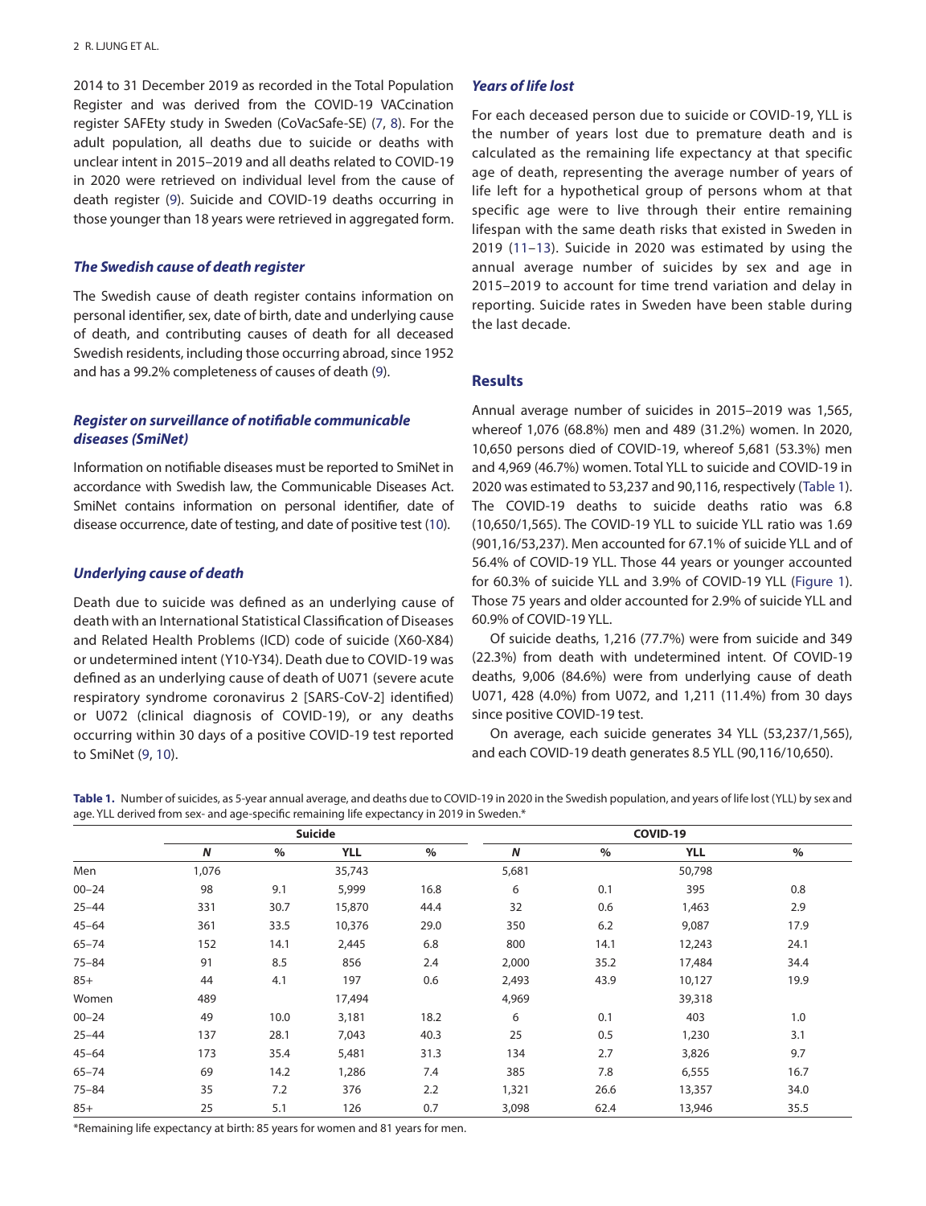2014 to 31 December 2019 as recorded in the Total Population Register and was derived from the COVID-19 VACcination register SAFEty study in Sweden (CoVacSafe-SE) (7, 8). For the adult population, all deaths due to suicide or deaths with unclear intent in 2015–2019 and all deaths related to COVID-19 in 2020 were retrieved on individual level from the cause of death register (9). Suicide and COVID-19 deaths occurring in those younger than 18 years were retrieved in aggregated form.

### *The Swedish cause of death register*

The Swedish cause of death register contains information on personal identifier, sex, date of birth, date and underlying cause of death, and contributing causes of death for all deceased Swedish residents, including those occurring abroad, since 1952 and has a 99.2% completeness of causes of death (9).

### *Register on surveillance of notifiable communicable diseases (SmiNet)*

Information on notifiable diseases must be reported to SmiNet in accordance with Swedish law, the Communicable Diseases Act. SmiNet contains information on personal identifier, date of disease occurrence, date of testing, and date of positive test (10).

### *Underlying cause of death*

Death due to suicide was defined as an underlying cause of death with an International Statistical Classification of Diseases and Related Health Problems (ICD) code of suicide (X60-X84) or undetermined intent (Y10-Y34). Death due to COVID-19 was defined as an underlying cause of death of U071 (severe acute respiratory syndrome coronavirus 2 [SARS-CoV-2] identified) or U072 (clinical diagnosis of COVID-19), or any deaths occurring within 30 days of a positive COVID-19 test reported to SmiNet (9, 10).

### *Years of life lost*

For each deceased person due to suicide or COVID-19, YLL is the number of years lost due to premature death and is calculated as the remaining life expectancy at that specific age of death, representing the average number of years of life left for a hypothetical group of persons whom at that specific age were to live through their entire remaining lifespan with the same death risks that existed in Sweden in 2019 (11–13). Suicide in 2020 was estimated by using the annual average number of suicides by sex and age in 2015–2019 to account for time trend variation and delay in reporting. Suicide rates in Sweden have been stable during the last decade.

## Results

Annual average number of suicides in 2015–2019 was 1,565, whereof 1,076 (68.8%) men and 489 (31.2%) women. In 2020, 10,650 persons died of COVID-19, whereof 5,681 (53.3%) men and 4,969 (46.7%) women. Total YLL to suicide and COVID-19 in 2020 was estimated to 53,237 and 90,116, respectively (Table 1). The COVID-19 deaths to suicide deaths ratio was 6.8 (10,650/1,565). The COVID-19 YLL to suicide YLL ratio was 1.69 (901,16/53,237). Men accounted for 67.1% of suicide YLL and of 56.4% of COVID-19 YLL. Those 44 years or younger accounted for 60.3% of suicide YLL and 3.9% of COVID-19 YLL (Figure 1). Those 75 years and older accounted for 2.9% of suicide YLL and 60.9% of COVID-19 YLL.

Of suicide deaths, 1,216 (77.7%) were from suicide and 349 (22.3%) from death with undetermined intent. Of COVID-19 deaths, 9,006 (84.6%) were from underlying cause of death U071, 428 (4.0%) from U072, and 1,211 (11.4%) from 30 days since positive COVID-19 test.

On average, each suicide generates 34 YLL (53,237/1,565), and each COVID-19 death generates 8.5 YLL (90,116/10,650).

**Table 1.** Number of suicides, as 5-year annual average, and deaths due to COVID-19 in 2020 in the Swedish population, and years of life lost (YLL) by sex and age. YLL derived from sex- and age-specific remaining life expectancy in 2019 in Sweden.*

| | Suicide | | | | COVID-19 | | | |
|---|---|---|---|---|---|---|---|---|
| | ***N*** | **%** | **YLL** | **%** | ***N*** | **%** | **YLL** | **%** |
| Men | 1,076 | | 35,743 | | 5,681 | | 50,798 | |
| 00–24 | 98 | 9.1 | 5,999 | 16.8 | 6 | 0.1 | 395 | 0.8 |
| 25–44 | 331 | 30.7 | 15,870 | 44.4 | 32 | 0.6 | 1,463 | 2.9 |
| 45–64 | 361 | 33.5 | 10,376 | 29.0 | 350 | 6.2 | 9,087 | 17.9 |
| 65–74 | 152 | 14.1 | 2,445 | 6.8 | 800 | 14.1 | 12,243 | 24.1 |
| 75–84 | 91 | 8.5 | 856 | 2.4 | 2,000 | 35.2 | 17,484 | 34.4 |
| 85+ | 44 | 4.1 | 197 | 0.6 | 2,493 | 43.9 | 10,127 | 19.9 |
| Women | 489 | | 17,494 | | 4,969 | | 39,318 | |
| 00–24 | 49 | 10.0 | 3,181 | 18.2 | 6 | 0.1 | 403 | 1.0 |
| 25–44 | 137 | 28.1 | 7,043 | 40.3 | 25 | 0.5 | 1,230 | 3.1 |
| 45–64 | 173 | 35.4 | 5,481 | 31.3 | 134 | 2.7 | 3,826 | 9.7 |
| 65–74 | 69 | 14.2 | 1,286 | 7.4 | 385 | 7.8 | 6,555 | 16.7 |
| 75–84 | 35 | 7.2 | 376 | 2.2 | 1,321 | 26.6 | 13,357 | 34.0 |
| 85+ | 25 | 5.1 | 126 | 0.7 | 3,098 | 62.4 | 13,946 | 35.5 |

*Remaining life expectancy at birth: 85 years for women and 81 years for men.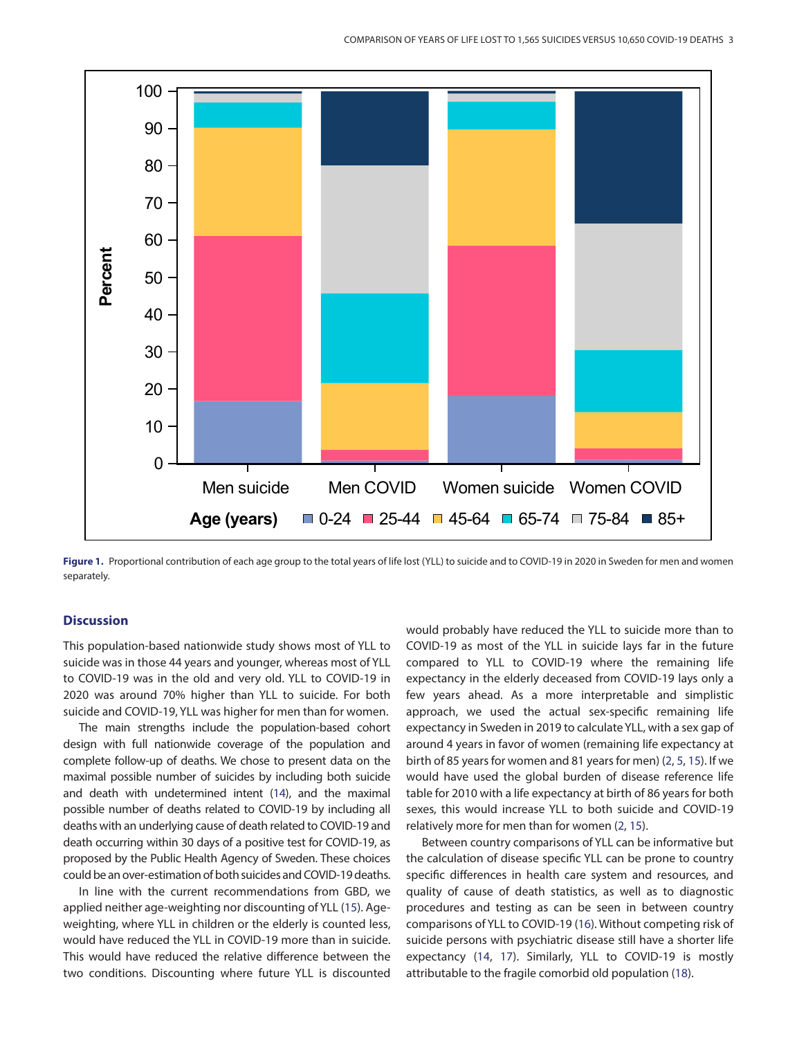**Figure 1.** Proportional contribution of each age group to the total years of life lost (YLL) to suicide and to COVID-19 in 2020 in Sweden for men and women separately.

## Discussion

This population-based nationwide study shows most of YLL to suicide was in those 44 years and younger, whereas most of YLL to COVID-19 was in the old and very old. YLL to COVID-19 in 2020 was around 70% higher than YLL to suicide. For both suicide and COVID-19, YLL was higher for men than for women.

The main strengths include the population-based cohort design with full nationwide coverage of the population and complete follow-up of deaths. We chose to present data on the maximal possible number of suicides by including both suicide and death with undetermined intent (14), and the maximal possible number of deaths related to COVID-19 by including all deaths with an underlying cause of death related to COVID-19 and death occurring within 30 days of a positive test for COVID-19, as proposed by the Public Health Agency of Sweden. These choices could be an over-estimation of both suicides and COVID-19 deaths.

In line with the current recommendations from GBD, we applied neither age-weighting nor discounting of YLL (15). Age-weighting, where YLL in children or the elderly is counted less, would have reduced the YLL in COVID-19 more than in suicide. This would have reduced the relative difference between the two conditions. Discounting where future YLL is discounted would probably have reduced the YLL to suicide more than to COVID-19 as most of the YLL in suicide lays far in the future compared to YLL to COVID-19 where the remaining life expectancy in the elderly deceased from COVID-19 lays only a few years ahead. As a more interpretable and simplistic approach, we used the actual sex-specific remaining life expectancy in Sweden in 2019 to calculate YLL, with a sex gap of around 4 years in favor of women (remaining life expectancy at birth of 85 years for women and 81 years for men) (2, 5, 15). If we would have used the global burden of disease reference life table for 2010 with a life expectancy at birth of 86 years for both sexes, this would increase YLL to both suicide and COVID-19 relatively more for men than for women (2, 15).

Between country comparisons of YLL can be informative but the calculation of disease specific YLL can be prone to country specific differences in health care system and resources, and quality of cause of death statistics, as well as to diagnostic procedures and testing as can be seen in between country comparisons of YLL to COVID-19 (16). Without competing risk of suicide persons with psychiatric disease still have a shorter life expectancy (14, 17). Similarly, YLL to COVID-19 is mostly attributable to the fragile comorbid old population (18).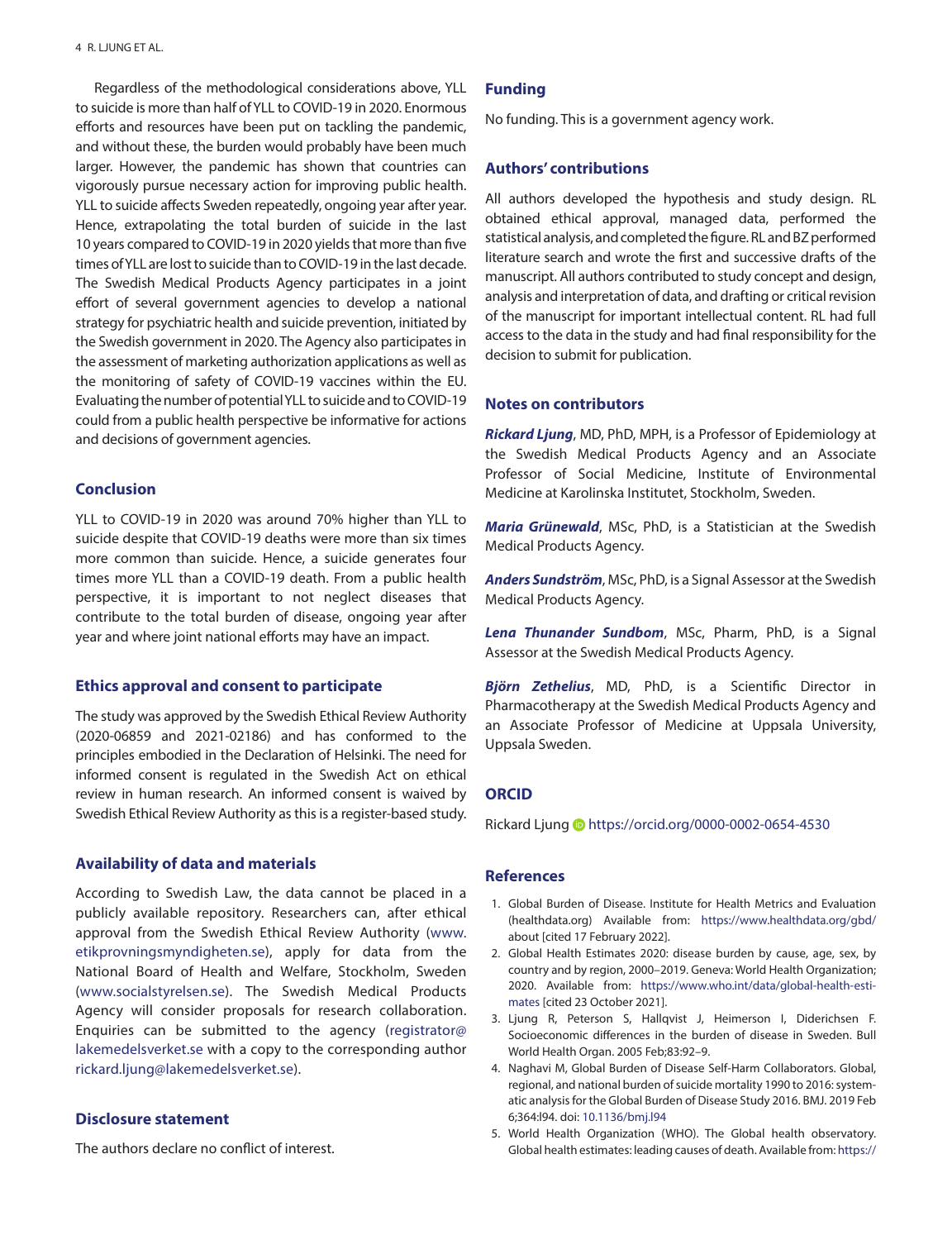Regardless of the methodological considerations above, YLL to suicide is more than half of YLL to COVID-19 in 2020. Enormous efforts and resources have been put on tackling the pandemic, and without these, the burden would probably have been much larger. However, the pandemic has shown that countries can vigorously pursue necessary action for improving public health. YLL to suicide affects Sweden repeatedly, ongoing year after year. Hence, extrapolating the total burden of suicide in the last 10 years compared to COVID-19 in 2020 yields that more than five times of YLL are lost to suicide than to COVID-19 in the last decade. The Swedish Medical Products Agency participates in a joint effort of several government agencies to develop a national strategy for psychiatric health and suicide prevention, initiated by the Swedish government in 2020. The Agency also participates in the assessment of marketing authorization applications as well as the monitoring of safety of COVID-19 vaccines within the EU. Evaluating the number of potential YLL to suicide and to COVID-19 could from a public health perspective be informative for actions and decisions of government agencies.

## Conclusion

YLL to COVID-19 in 2020 was around 70% higher than YLL to suicide despite that COVID-19 deaths were more than six times more common than suicide. Hence, a suicide generates four times more YLL than a COVID-19 death. From a public health perspective, it is important to not neglect diseases that contribute to the total burden of disease, ongoing year after year and where joint national efforts may have an impact.

## Ethics approval and consent to participate

The study was approved by the Swedish Ethical Review Authority (2020-06859 and 2021-02186) and has conformed to the principles embodied in the Declaration of Helsinki. The need for informed consent is regulated in the Swedish Act on ethical review in human research. An informed consent is waived by Swedish Ethical Review Authority as this is a register-based study.

## Availability of data and materials

According to Swedish Law, the data cannot be placed in a publicly available repository. Researchers can, after ethical approval from the Swedish Ethical Review Authority (www.etikprovningsmyndigheten.se), apply for data from the National Board of Health and Welfare, Stockholm, Sweden (www.socialstyrelsen.se). The Swedish Medical Products Agency will consider proposals for research collaboration. Enquiries can be submitted to the agency (registrator@lakemedelsverket.se with a copy to the corresponding author rickard.ljung@lakemedelsverket.se).

## Disclosure statement

The authors declare no conflict of interest.

## Funding

No funding. This is a government agency work.

## Authors' contributions

All authors developed the hypothesis and study design. RL obtained ethical approval, managed data, performed the statistical analysis, and completed the figure. RL and BZ performed literature search and wrote the first and successive drafts of the manuscript. All authors contributed to study concept and design, analysis and interpretation of data, and drafting or critical revision of the manuscript for important intellectual content. RL had full access to the data in the study and had final responsibility for the decision to submit for publication.

## Notes on contributors

***Rickard Ljung***, MD, PhD, MPH, is a Professor of Epidemiology at the Swedish Medical Products Agency and an Associate Professor of Social Medicine, Institute of Environmental Medicine at Karolinska Institutet, Stockholm, Sweden.

***Maria Grünewald***, MSc, PhD, is a Statistician at the Swedish Medical Products Agency.

***Anders Sundström***, MSc, PhD, is a Signal Assessor at the Swedish Medical Products Agency.

***Lena Thunander Sundbom***, MSc, Pharm, PhD, is a Signal Assessor at the Swedish Medical Products Agency.

***Björn Zethelius***, MD, PhD, is a Scientific Director in Pharmacotherapy at the Swedish Medical Products Agency and an Associate Professor of Medicine at Uppsala University, Uppsala Sweden.

## ORCID

Rickard Ljung https://orcid.org/0000-0002-0654-4530

## References

1. Global Burden of Disease. Institute for Health Metrics and Evaluation (healthdata.org) Available from: https://www.healthdata.org/gbd/about [cited 17 February 2022].
2. Global Health Estimates 2020: disease burden by cause, age, sex, by country and by region, 2000–2019. Geneva: World Health Organization; 2020. Available from: https://www.who.int/data/global-health-estimates [cited 23 October 2021].
3. Ljung R, Peterson S, Hallqvist J, Heimerson I, Diderichsen F. Socioeconomic differences in the burden of disease in Sweden. Bull World Health Organ. 2005 Feb;83:92–9.
4. Naghavi M, Global Burden of Disease Self-Harm Collaborators. Global, regional, and national burden of suicide mortality 1990 to 2016: systematic analysis for the Global Burden of Disease Study 2016. BMJ. 2019 Feb 6;364:l94. doi: 10.1136/bmj.l94
5. World Health Organization (WHO). The Global health observatory. Global health estimates: leading causes of death. Available from: https://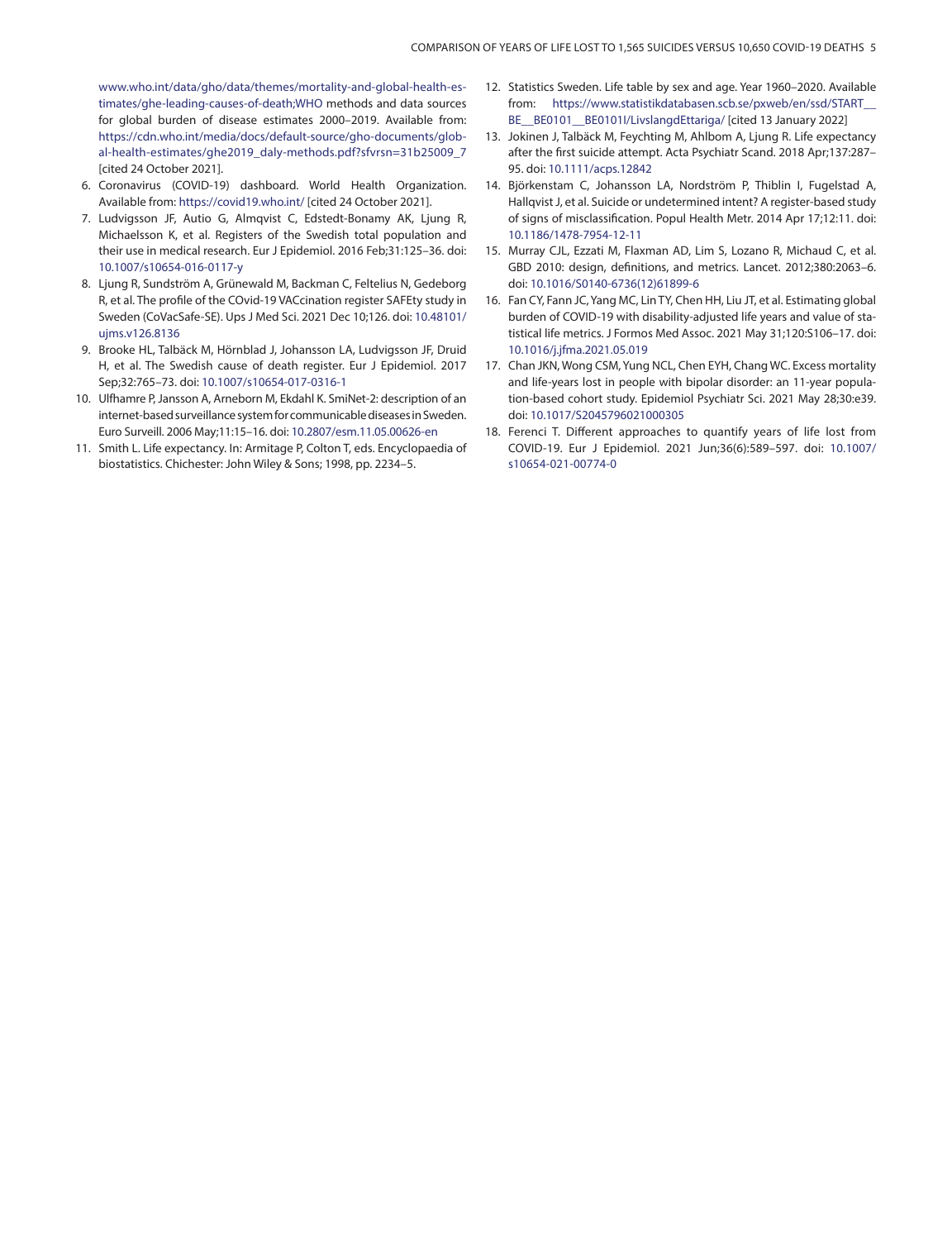www.who.int/data/gho/data/themes/mortality-and-global-health-estimates/ghe-leading-causes-of-death;WHO methods and data sources for global burden of disease estimates 2000–2019. Available from: https://cdn.who.int/media/docs/default-source/gho-documents/global-health-estimates/ghe2019_daly-methods.pdf?sfvrsn=31b25009_7 [cited 24 October 2021].

6. Coronavirus (COVID-19) dashboard. World Health Organization. Available from: https://covid19.who.int/ [cited 24 October 2021].
7. Ludvigsson JF, Autio G, Almqvist C, Edstedt-Bonamy AK, Ljung R, Michaelsson K, et al. Registers of the Swedish total population and their use in medical research. Eur J Epidemiol. 2016 Feb;31:125–36. doi: 10.1007/s10654-016-0117-y
8. Ljung R, Sundström A, Grünewald M, Backman C, Feltelius N, Gedeborg R, et al. The profile of the COvid-19 VACcination register SAFEty study in Sweden (CoVacSafe-SE). Ups J Med Sci. 2021 Dec 10;126. doi: 10.48101/ujms.v126.8136
9. Brooke HL, Talbäck M, Hörnblad J, Johansson LA, Ludvigsson JF, Druid H, et al. The Swedish cause of death register. Eur J Epidemiol. 2017 Sep;32:765–73. doi: 10.1007/s10654-017-0316-1
10. Ulfhamre P, Jansson A, Arneborn M, Ekdahl K. SmiNet-2: description of an internet-based surveillance system for communicable diseases in Sweden. Euro Surveill. 2006 May;11:15–16. doi: 10.2807/esm.11.05.00626-en
11. Smith L. Life expectancy. In: Armitage P, Colton T, eds. Encyclopaedia of biostatistics. Chichester: John Wiley & Sons; 1998, pp. 2234–5.
12. Statistics Sweden. Life table by sex and age. Year 1960–2020. Available from: https://www.statistikdatabasen.scb.se/pxweb/en/ssd/START__BE__BE0101__BE0101I/LivslangdEttariga/ [cited 13 January 2022]
13. Jokinen J, Talbäck M, Feychting M, Ahlbom A, Ljung R. Life expectancy after the first suicide attempt. Acta Psychiatr Scand. 2018 Apr;137:287–95. doi: 10.1111/acps.12842
14. Björkenstam C, Johansson LA, Nordström P, Thiblin I, Fugelstad A, Hallqvist J, et al. Suicide or undetermined intent? A register-based study of signs of misclassification. Popul Health Metr. 2014 Apr 17;12:11. doi: 10.1186/1478-7954-12-11
15. Murray CJL, Ezzati M, Flaxman AD, Lim S, Lozano R, Michaud C, et al. GBD 2010: design, definitions, and metrics. Lancet. 2012;380:2063–6. doi: 10.1016/S0140-6736(12)61899-6
16. Fan CY, Fann JC, Yang MC, Lin TY, Chen HH, Liu JT, et al. Estimating global burden of COVID-19 with disability-adjusted life years and value of statistical life metrics. J Formos Med Assoc. 2021 May 31;120:S106–17. doi: 10.1016/j.jfma.2021.05.019
17. Chan JKN, Wong CSM, Yung NCL, Chen EYH, Chang WC. Excess mortality and life-years lost in people with bipolar disorder: an 11-year population-based cohort study. Epidemiol Psychiatr Sci. 2021 May 28;30:e39. doi: 10.1017/S2045796021000305
18. Ferenci T. Different approaches to quantify years of life lost from COVID-19. Eur J Epidemiol. 2021 Jun;36(6):589–597. doi: 10.1007/s10654-021-00774-0